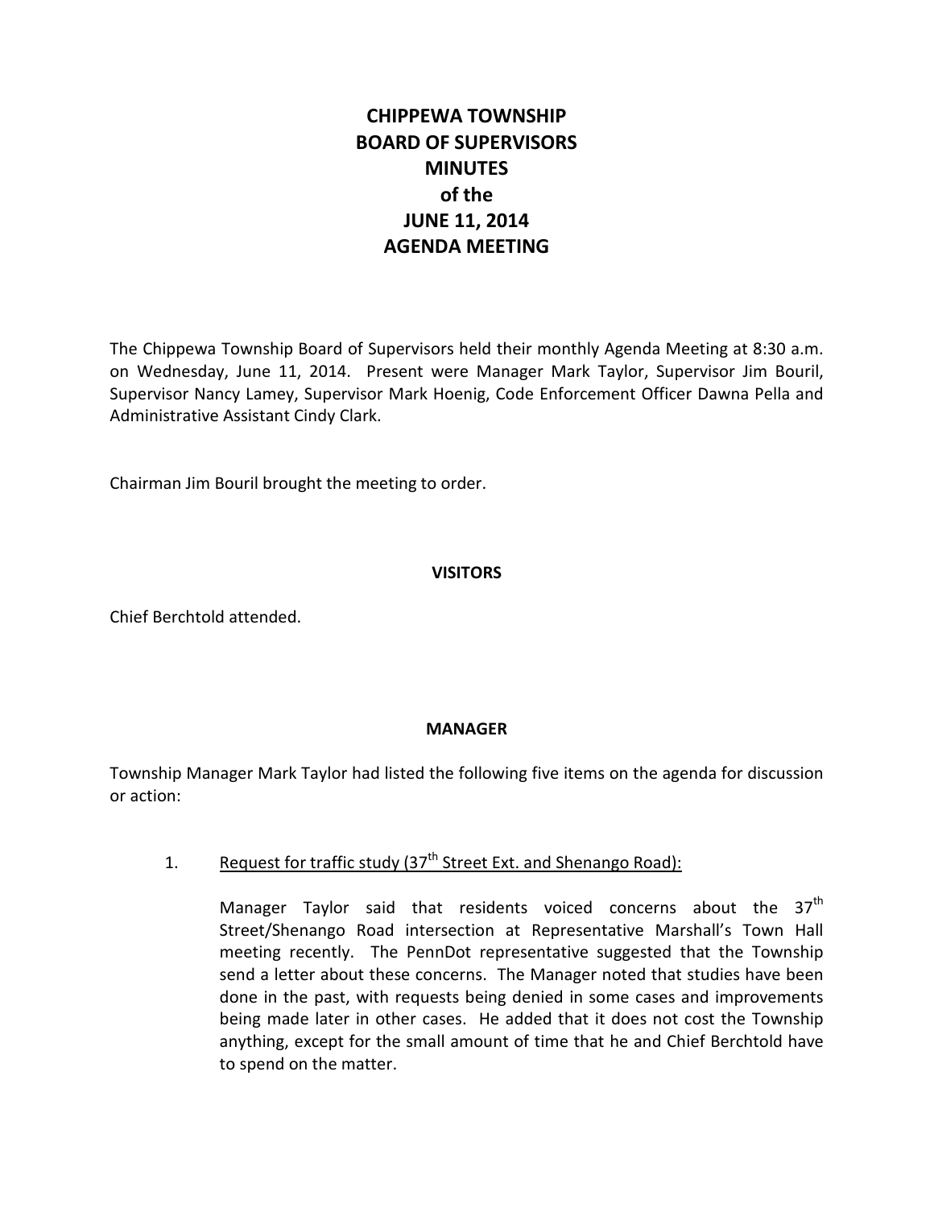# CHIPPEWA TOWNSHIP
# BOARD OF SUPERVISORS
# MINUTES
# of the
# JUNE 11, 2014
# AGENDA MEETING

The Chippewa Township Board of Supervisors held their monthly Agenda Meeting at 8:30 a.m. on Wednesday, June 11, 2014. Present were Manager Mark Taylor, Supervisor Jim Bouril, Supervisor Nancy Lamey, Supervisor Mark Hoenig, Code Enforcement Officer Dawna Pella and Administrative Assistant Cindy Clark.

Chairman Jim Bouril brought the meeting to order.

## VISITORS

Chief Berchtold attended.

## MANAGER

Township Manager Mark Taylor had listed the following five items on the agenda for discussion or action:

1. Request for traffic study (37th Street Ext. and Shenango Road):

   Manager Taylor said that residents voiced concerns about the 37th Street/Shenango Road intersection at Representative Marshall's Town Hall meeting recently. The PennDot representative suggested that the Township send a letter about these concerns. The Manager noted that studies have been done in the past, with requests being denied in some cases and improvements being made later in other cases. He added that it does not cost the Township anything, except for the small amount of time that he and Chief Berchtold have to spend on the matter.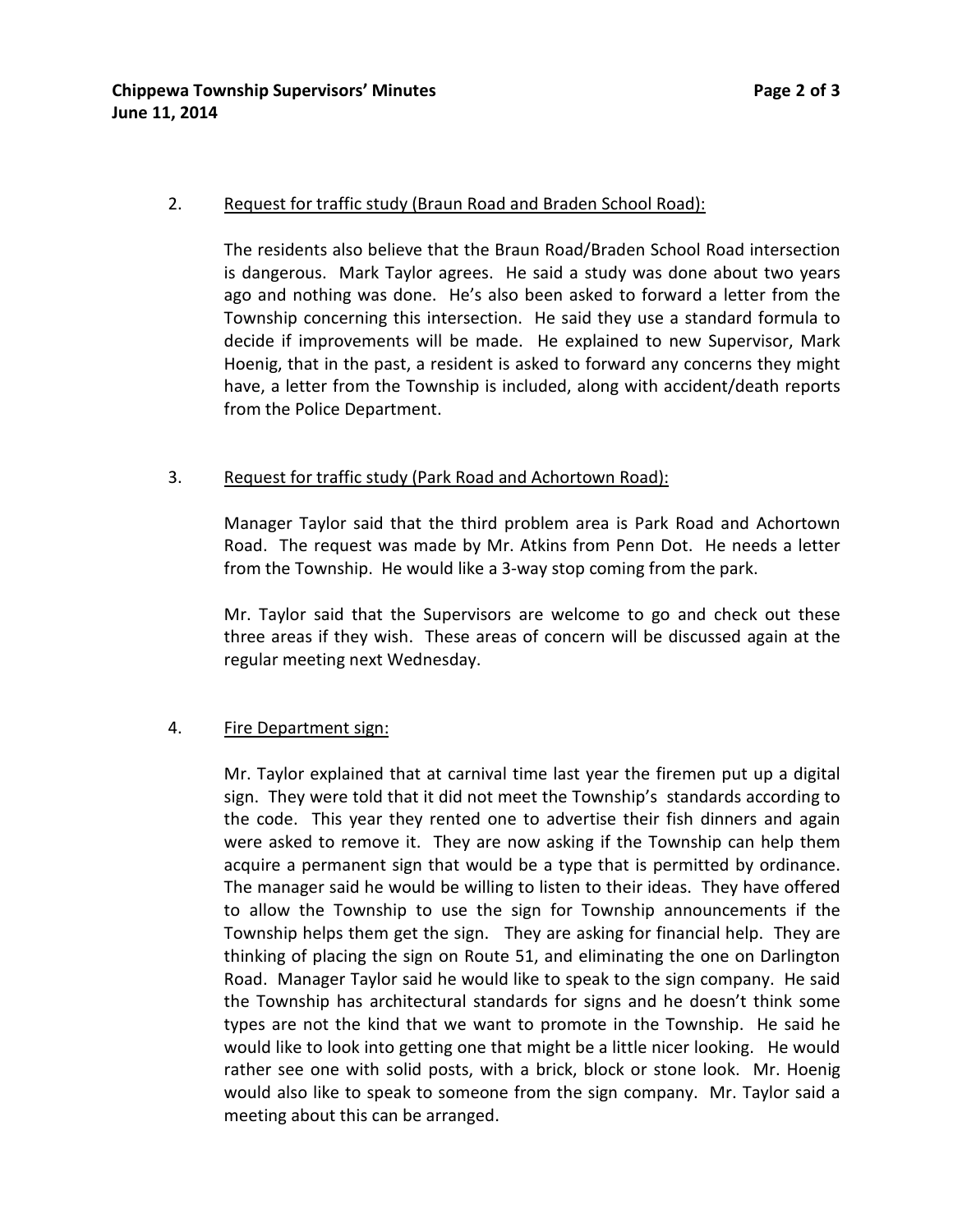2. Request for traffic study (Braun Road and Braden School Road):

   The residents also believe that the Braun Road/Braden School Road intersection is dangerous. Mark Taylor agrees. He said a study was done about two years ago and nothing was done. He's also been asked to forward a letter from the Township concerning this intersection. He said they use a standard formula to decide if improvements will be made. He explained to new Supervisor, Mark Hoenig, that in the past, a resident is asked to forward any concerns they might have, a letter from the Township is included, along with accident/death reports from the Police Department.

3. Request for traffic study (Park Road and Achortown Road):

   Manager Taylor said that the third problem area is Park Road and Achortown Road. The request was made by Mr. Atkins from Penn Dot. He needs a letter from the Township. He would like a 3-way stop coming from the park.

   Mr. Taylor said that the Supervisors are welcome to go and check out these three areas if they wish. These areas of concern will be discussed again at the regular meeting next Wednesday.

4. Fire Department sign:

   Mr. Taylor explained that at carnival time last year the firemen put up a digital sign. They were told that it did not meet the Township's standards according to the code. This year they rented one to advertise their fish dinners and again were asked to remove it. They are now asking if the Township can help them acquire a permanent sign that would be a type that is permitted by ordinance. The manager said he would be willing to listen to their ideas. They have offered to allow the Township to use the sign for Township announcements if the Township helps them get the sign. They are asking for financial help. They are thinking of placing the sign on Route 51, and eliminating the one on Darlington Road. Manager Taylor said he would like to speak to the sign company. He said the Township has architectural standards for signs and he doesn't think some types are not the kind that we want to promote in the Township. He said he would like to look into getting one that might be a little nicer looking. He would rather see one with solid posts, with a brick, block or stone look. Mr. Hoenig would also like to speak to someone from the sign company. Mr. Taylor said a meeting about this can be arranged.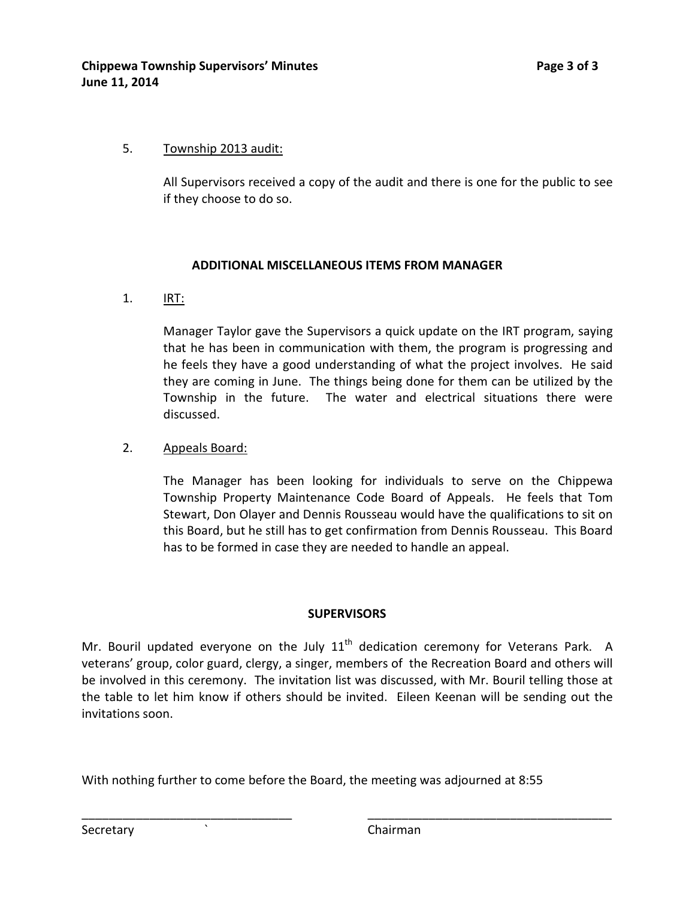5. Township 2013 audit:

   All Supervisors received a copy of the audit and there is one for the public to see if they choose to do so.

### ADDITIONAL MISCELLANEOUS ITEMS FROM MANAGER

1. IRT:

   Manager Taylor gave the Supervisors a quick update on the IRT program, saying that he has been in communication with them, the program is progressing and he feels they have a good understanding of what the project involves. He said they are coming in June. The things being done for them can be utilized by the Township in the future. The water and electrical situations there were discussed.

2. Appeals Board:

   The Manager has been looking for individuals to serve on the Chippewa Township Property Maintenance Code Board of Appeals. He feels that Tom Stewart, Don Olayer and Dennis Rousseau would have the qualifications to sit on this Board, but he still has to get confirmation from Dennis Rousseau. This Board has to be formed in case they are needed to handle an appeal.

### SUPERVISORS

Mr. Bouril updated everyone on the July 11th dedication ceremony for Veterans Park. A veterans' group, color guard, clergy, a singer, members of the Recreation Board and others will be involved in this ceremony. The invitation list was discussed, with Mr. Bouril telling those at the table to let him know if others should be invited. Eileen Keenan will be sending out the invitations soon.

With nothing further to come before the Board, the meeting was adjourned at 8:55

\_\_\_\_\_\_\_\_\_\_\_\_\_\_\_\_\_\_\_\_\_\_\_\_\_\_\_\_\_\_\_\_ &nbsp;&nbsp;&nbsp;&nbsp; \_\_\_\_\_\_\_\_\_\_\_\_\_\_\_\_\_\_\_\_\_\_\_\_\_\_\_\_\_\_\_\_\_\_\_\_\_\_

Secretary &nbsp;&nbsp;&nbsp;&nbsp; Chairman